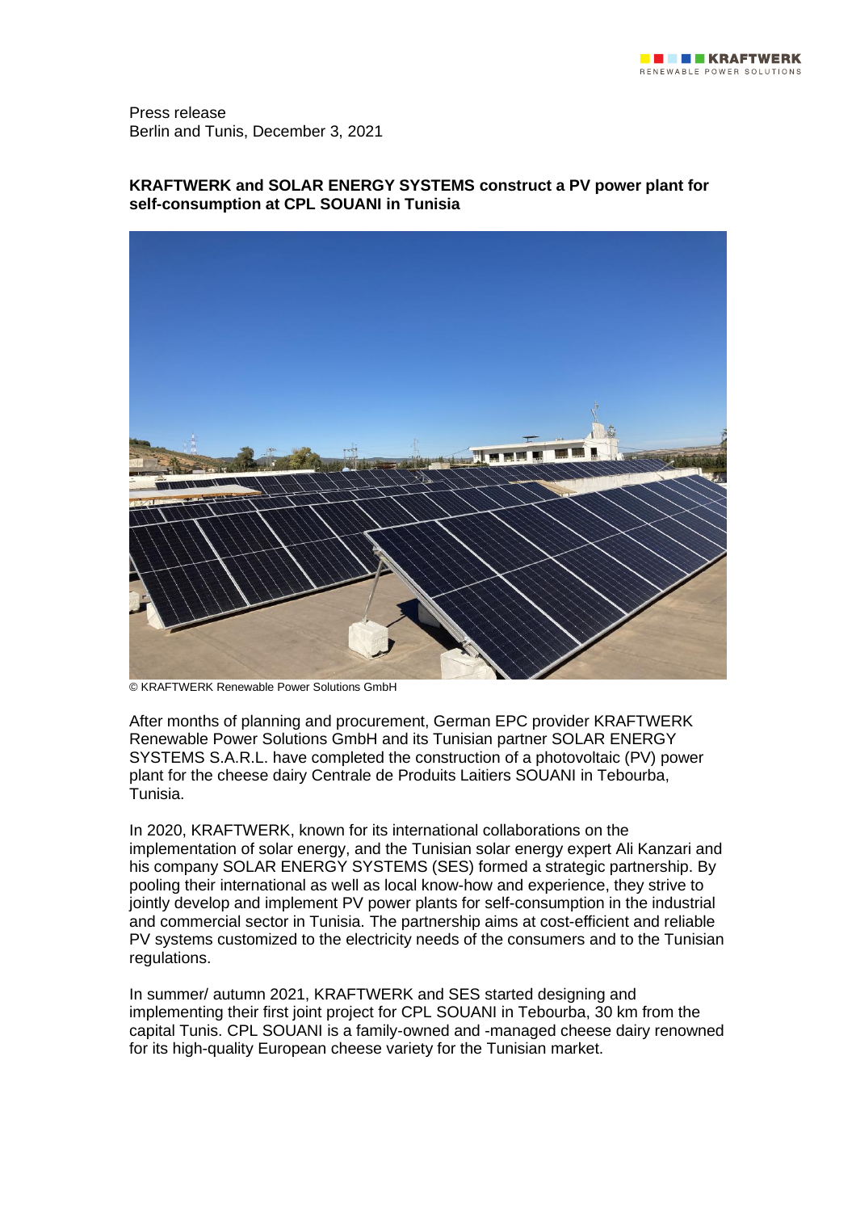Press release
Berlin and Tunis, December 3, 2021

**KRAFTWERK and SOLAR ENERGY SYSTEMS construct a PV power plant for self-consumption at CPL SOUANI in Tunisia**

© KRAFTWERK Renewable Power Solutions GmbH

After months of planning and procurement, German EPC provider KRAFTWERK Renewable Power Solutions GmbH and its Tunisian partner SOLAR ENERGY SYSTEMS S.A.R.L. have completed the construction of a photovoltaic (PV) power plant for the cheese dairy Centrale de Produits Laitiers SOUANI in Tebourba, Tunisia.

In 2020, KRAFTWERK, known for its international collaborations on the implementation of solar energy, and the Tunisian solar energy expert Ali Kanzari and his company SOLAR ENERGY SYSTEMS (SES) formed a strategic partnership. By pooling their international as well as local know-how and experience, they strive to jointly develop and implement PV power plants for self-consumption in the industrial and commercial sector in Tunisia. The partnership aims at cost-efficient and reliable PV systems customized to the electricity needs of the consumers and to the Tunisian regulations.

In summer/ autumn 2021, KRAFTWERK and SES started designing and implementing their first joint project for CPL SOUANI in Tebourba, 30 km from the capital Tunis. CPL SOUANI is a family-owned and -managed cheese dairy renowned for its high-quality European cheese variety for the Tunisian market.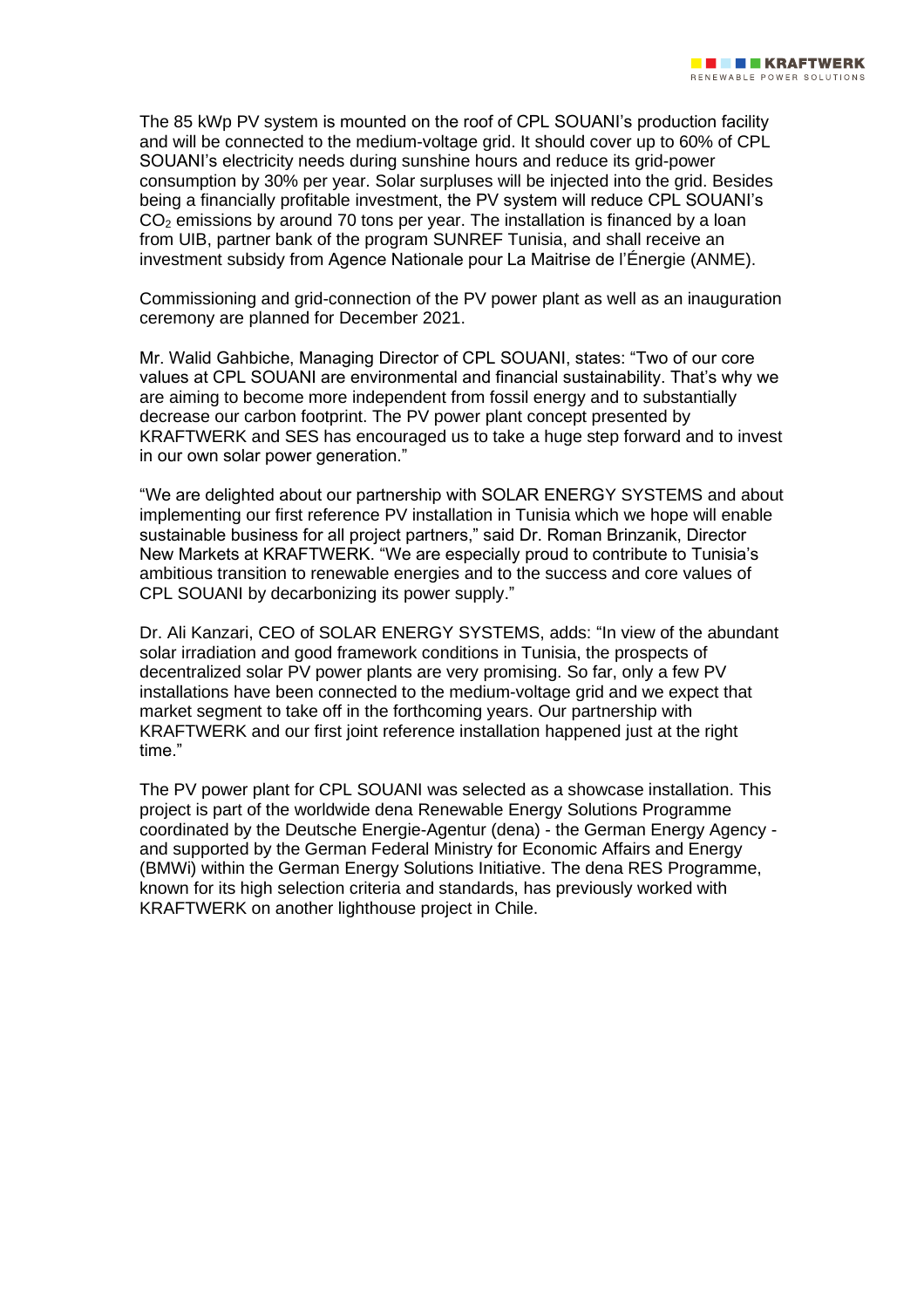The 85 kWp PV system is mounted on the roof of CPL SOUANI's production facility and will be connected to the medium-voltage grid. It should cover up to 60% of CPL SOUANI's electricity needs during sunshine hours and reduce its grid-power consumption by 30% per year. Solar surpluses will be injected into the grid. Besides being a financially profitable investment, the PV system will reduce CPL SOUANI's $CO_2$ emissions by around 70 tons per year. The installation is financed by a loan from UIB, partner bank of the program SUNREF Tunisia, and shall receive an investment subsidy from Agence Nationale pour La Maitrise de l'Énergie (ANME).

Commissioning and grid-connection of the PV power plant as well as an inauguration ceremony are planned for December 2021.

Mr. Walid Gahbiche, Managing Director of CPL SOUANI, states: "Two of our core values at CPL SOUANI are environmental and financial sustainability. That's why we are aiming to become more independent from fossil energy and to substantially decrease our carbon footprint. The PV power plant concept presented by KRAFTWERK and SES has encouraged us to take a huge step forward and to invest in our own solar power generation."

"We are delighted about our partnership with SOLAR ENERGY SYSTEMS and about implementing our first reference PV installation in Tunisia which we hope will enable sustainable business for all project partners," said Dr. Roman Brinzanik, Director New Markets at KRAFTWERK. "We are especially proud to contribute to Tunisia's ambitious transition to renewable energies and to the success and core values of CPL SOUANI by decarbonizing its power supply."

Dr. Ali Kanzari, CEO of SOLAR ENERGY SYSTEMS, adds: "In view of the abundant solar irradiation and good framework conditions in Tunisia, the prospects of decentralized solar PV power plants are very promising. So far, only a few PV installations have been connected to the medium-voltage grid and we expect that market segment to take off in the forthcoming years. Our partnership with KRAFTWERK and our first joint reference installation happened just at the right time."

The PV power plant for CPL SOUANI was selected as a showcase installation. This project is part of the worldwide dena Renewable Energy Solutions Programme coordinated by the Deutsche Energie-Agentur (dena) - the German Energy Agency - and supported by the German Federal Ministry for Economic Affairs and Energy (BMWi) within the German Energy Solutions Initiative. The dena RES Programme, known for its high selection criteria and standards, has previously worked with KRAFTWERK on another lighthouse project in Chile.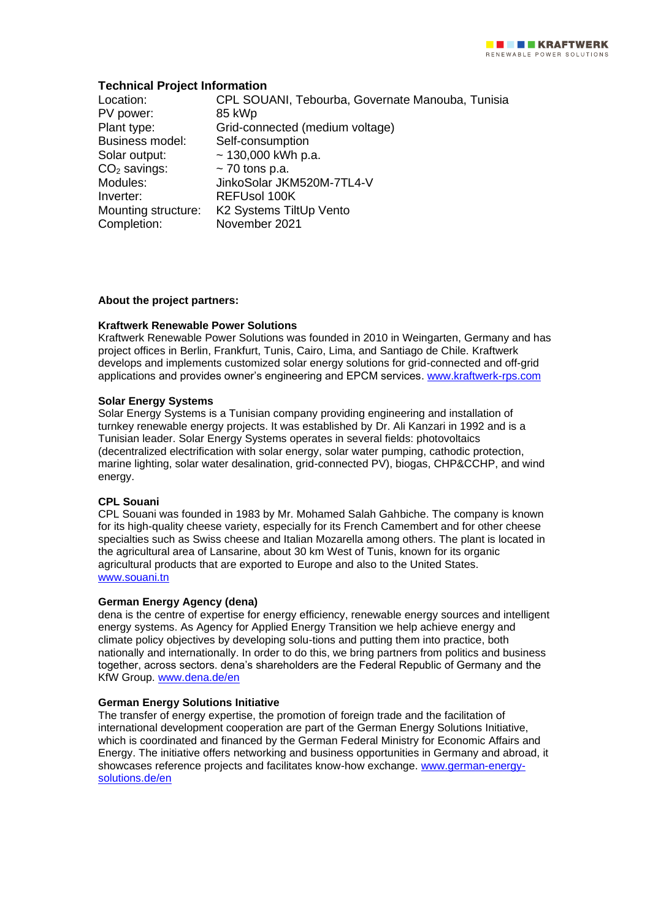## Technical Project Information

| | |
|---|---|
| Location: | CPL SOUANI, Tebourba, Governate Manouba, Tunisia |
| PV power: | 85 kWp |
| Plant type: | Grid-connected (medium voltage) |
| Business model: | Self-consumption |
| Solar output: | ~ 130,000 kWh p.a. |
| $CO_2$ savings: | ~ 70 tons p.a. |
| Modules: | JinkoSolar JKM520M-7TL4-V |
| Inverter: | REFUsol 100K |
| Mounting structure: | K2 Systems TiltUp Vento |
| Completion: | November 2021 |

**About the project partners:**

**Kraftwerk Renewable Power Solutions**
Kraftwerk Renewable Power Solutions was founded in 2010 in Weingarten, Germany and has project offices in Berlin, Frankfurt, Tunis, Cairo, Lima, and Santiago de Chile. Kraftwerk develops and implements customized solar energy solutions for grid-connected and off-grid applications and provides owner's engineering and EPCM services. www.kraftwerk-rps.com

**Solar Energy Systems**
Solar Energy Systems is a Tunisian company providing engineering and installation of turnkey renewable energy projects. It was established by Dr. Ali Kanzari in 1992 and is a Tunisian leader. Solar Energy Systems operates in several fields: photovoltaics (decentralized electrification with solar energy, solar water pumping, cathodic protection, marine lighting, solar water desalination, grid-connected PV), biogas, CHP&CCHP, and wind energy.

**CPL Souani**
CPL Souani was founded in 1983 by Mr. Mohamed Salah Gahbiche. The company is known for its high-quality cheese variety, especially for its French Camembert and for other cheese specialties such as Swiss cheese and Italian Mozarella among others. The plant is located in the agricultural area of Lansarine, about 30 km West of Tunis, known for its organic agricultural products that are exported to Europe and also to the United States. www.souani.tn

**German Energy Agency (dena)**
dena is the centre of expertise for energy efficiency, renewable energy sources and intelligent energy systems. As Agency for Applied Energy Transition we help achieve energy and climate policy objectives by developing solu-tions and putting them into practice, both nationally and internationally. In order to do this, we bring partners from politics and business together, across sectors. dena's shareholders are the Federal Republic of Germany and the KfW Group. www.dena.de/en

**German Energy Solutions Initiative**
The transfer of energy expertise, the promotion of foreign trade and the facilitation of international development cooperation are part of the German Energy Solutions Initiative, which is coordinated and financed by the German Federal Ministry for Economic Affairs and Energy. The initiative offers networking and business opportunities in Germany and abroad, it showcases reference projects and facilitates know-how exchange. www.german-energy-solutions.de/en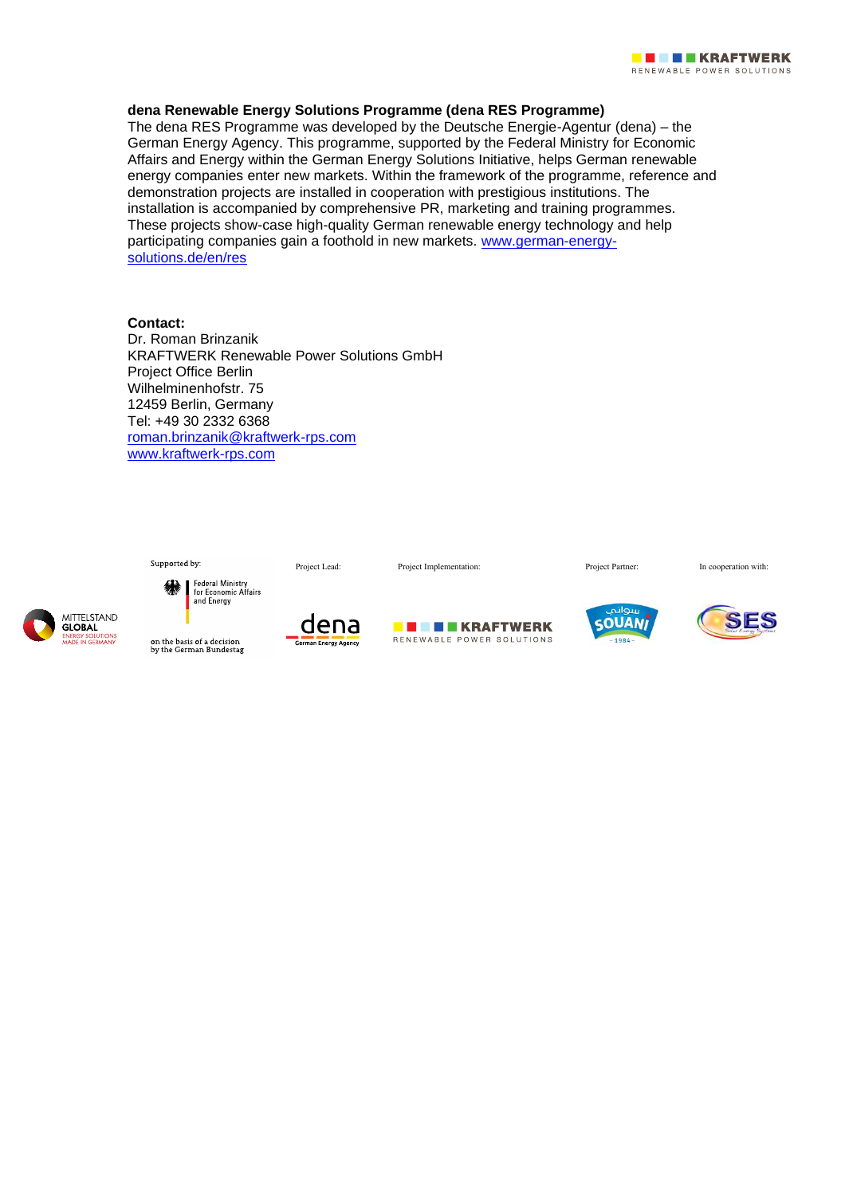**dena Renewable Energy Solutions Programme (dena RES Programme)**

The dena RES Programme was developed by the Deutsche Energie-Agentur (dena) – the German Energy Agency. This programme, supported by the Federal Ministry for Economic Affairs and Energy within the German Energy Solutions Initiative, helps German renewable energy companies enter new markets. Within the framework of the programme, reference and demonstration projects are installed in cooperation with prestigious institutions. The installation is accompanied by comprehensive PR, marketing and training programmes. These projects show-case high-quality German renewable energy technology and help participating companies gain a foothold in new markets. www.german-energy-solutions.de/en/res

**Contact:**

Dr. Roman Brinzanik
KRAFTWERK Renewable Power Solutions GmbH
Project Office Berlin
Wilhelminenhofstr. 75
12459 Berlin, Germany
Tel: +49 30 2332 6368
roman.brinzanik@kraftwerk-rps.com
www.kraftwerk-rps.com

Supported by: Federal Ministry for Economic Affairs and Energy on the basis of a decision by the German Bundestag

Project Lead: dena German Energy Agency

Project Implementation: KRAFTWERK Renewable Power Solutions

Project Partner: SOUANI

In cooperation with: SES Solar Energy Systems